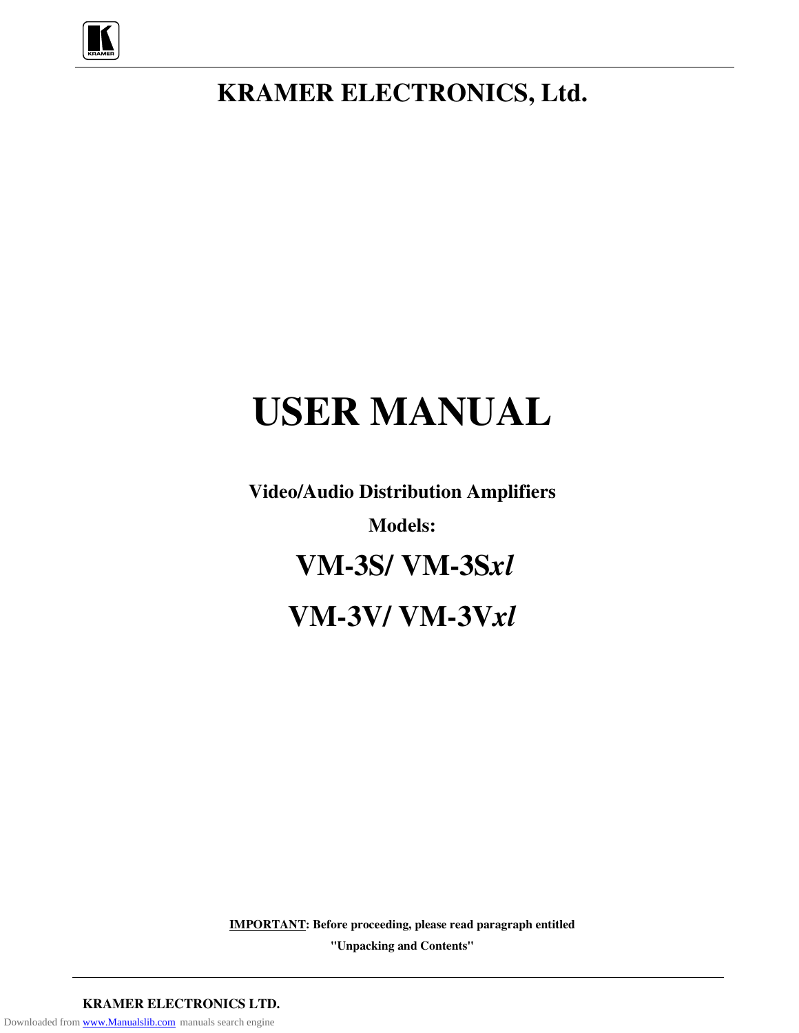**KRAMER ELECTRONICS, Ltd.**

# USER MANUAL

**Video/Audio Distribution Amplifiers**

**Models:**

## VM-3S/ VM-3S*xl*

## VM-3V/ VM-3V*xl*

**IMPORTANT: Before proceeding, please read paragraph entitled "Unpacking and Contents"**

**KRAMER ELECTRONICS LTD.**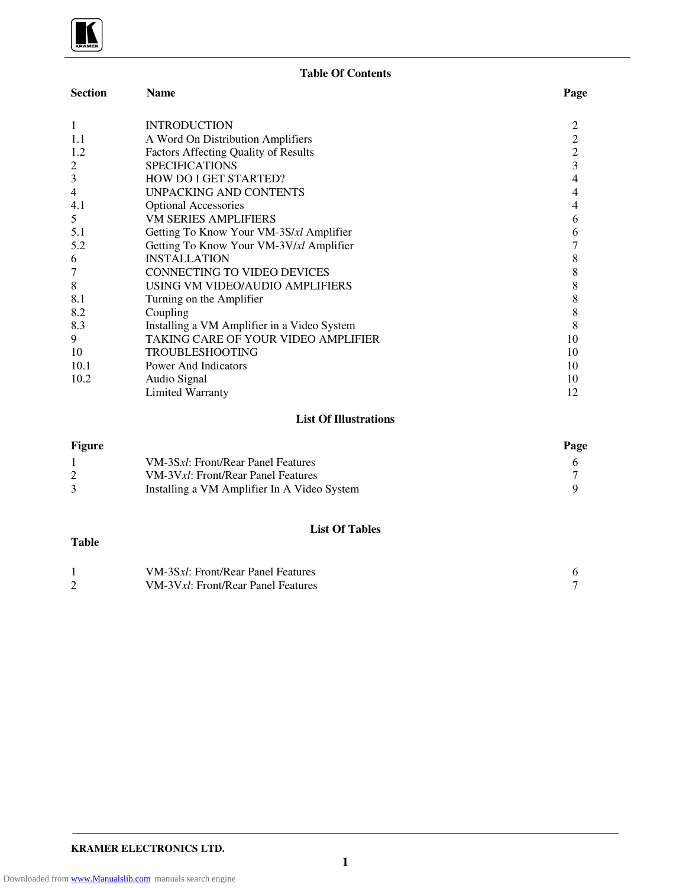## Table Of Contents

| Section | Name | Page |
|---|---|---|
| 1 | INTRODUCTION | 2 |
| 1.1 | A Word On Distribution Amplifiers | 2 |
| 1.2 | Factors Affecting Quality of Results | 2 |
| 2 | SPECIFICATIONS | 3 |
| 3 | HOW DO I GET STARTED? | 4 |
| 4 | UNPACKING AND CONTENTS | 4 |
| 4.1 | Optional Accessories | 4 |
| 5 | VM SERIES AMPLIFIERS | 6 |
| 5.1 | Getting To Know Your VM-3S/*xl* Amplifier | 6 |
| 5.2 | Getting To Know Your VM-3V/*xl* Amplifier | 7 |
| 6 | INSTALLATION | 8 |
| 7 | CONNECTING TO VIDEO DEVICES | 8 |
| 8 | USING VM VIDEO/AUDIO AMPLIFIERS | 8 |
| 8.1 | Turning on the Amplifier | 8 |
| 8.2 | Coupling | 8 |
| 8.3 | Installing a VM Amplifier in a Video System | 8 |
| 9 | TAKING CARE OF YOUR VIDEO AMPLIFIER | 10 |
| 10 | TROUBLESHOOTING | 10 |
| 10.1 | Power And Indicators | 10 |
| 10.2 | Audio Signal | 10 |
| | Limited Warranty | 12 |

## List Of Illustrations

| Figure | | Page |
|---|---|---|
| 1 | VM-3S*xl*: Front/Rear Panel Features | 6 |
| 2 | VM-3V*xl*: Front/Rear Panel Features | 7 |
| 3 | Installing a VM Amplifier In A Video System | 9 |

## List Of Tables

| Table | | |
|---|---|---|
| 1 | VM-3S*xl*: Front/Rear Panel Features | 6 |
| 2 | VM-3V*xl*: Front/Rear Panel Features | 7 |

KRAMER ELECTRONICS LTD.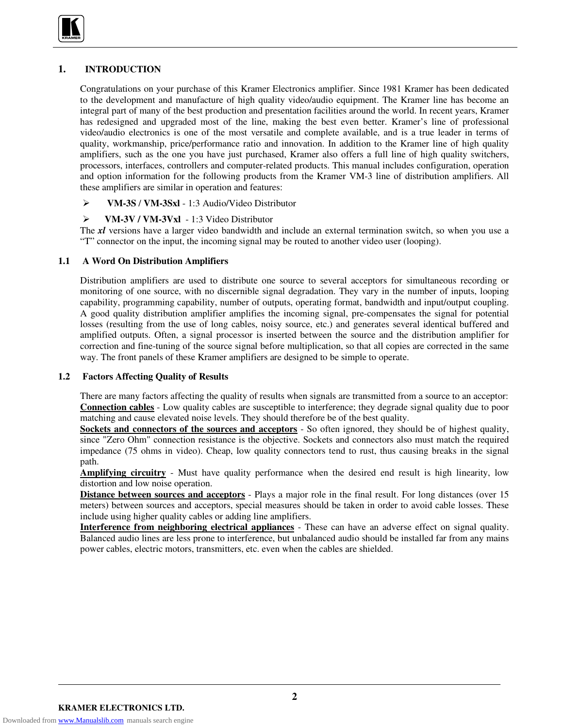# 1. INTRODUCTION

Congratulations on your purchase of this Kramer Electronics amplifier. Since 1981 Kramer has been dedicated to the development and manufacture of high quality video/audio equipment. The Kramer line has become an integral part of many of the best production and presentation facilities around the world. In recent years, Kramer has redesigned and upgraded most of the line, making the best even better. Kramer's line of professional video/audio electronics is one of the most versatile and complete available, and is a true leader in terms of quality, workmanship, price/performance ratio and innovation. In addition to the Kramer line of high quality amplifiers, such as the one you have just purchased, Kramer also offers a full line of high quality switchers, processors, interfaces, controllers and computer-related products. This manual includes configuration, operation and option information for the following products from the Kramer VM-3 line of distribution amplifiers. All these amplifiers are similar in operation and features:

- **VM-3S / VM-3Sxl** - 1:3 Audio/Video Distributor
- **VM-3V / VM-3Vxl** - 1:3 Video Distributor

The ***xl*** versions have a larger video bandwidth and include an external termination switch, so when you use a "T" connector on the input, the incoming signal may be routed to another video user (looping).

## 1.1 A Word On Distribution Amplifiers

Distribution amplifiers are used to distribute one source to several acceptors for simultaneous recording or monitoring of one source, with no discernible signal degradation. They vary in the number of inputs, looping capability, programming capability, number of outputs, operating format, bandwidth and input/output coupling. A good quality distribution amplifier amplifies the incoming signal, pre-compensates the signal for potential losses (resulting from the use of long cables, noisy source, etc.) and generates several identical buffered and amplified outputs. Often, a signal processor is inserted between the source and the distribution amplifier for correction and fine-tuning of the source signal before multiplication, so that all copies are corrected in the same way. The front panels of these Kramer amplifiers are designed to be simple to operate.

## 1.2 Factors Affecting Quality of Results

There are many factors affecting the quality of results when signals are transmitted from a source to an acceptor:

**Connection cables** - Low quality cables are susceptible to interference; they degrade signal quality due to poor matching and cause elevated noise levels. They should therefore be of the best quality.

**Sockets and connectors of the sources and acceptors** - So often ignored, they should be of highest quality, since "Zero Ohm" connection resistance is the objective. Sockets and connectors also must match the required impedance (75 ohms in video). Cheap, low quality connectors tend to rust, thus causing breaks in the signal path.

**Amplifying circuitry** - Must have quality performance when the desired end result is high linearity, low distortion and low noise operation.

**Distance between sources and acceptors** - Plays a major role in the final result. For long distances (over 15 meters) between sources and acceptors, special measures should be taken in order to avoid cable losses. These include using higher quality cables or adding line amplifiers.

**Interference from neighboring electrical appliances** - These can have an adverse effect on signal quality. Balanced audio lines are less prone to interference, but unbalanced audio should be installed far from any mains power cables, electric motors, transmitters, etc. even when the cables are shielded.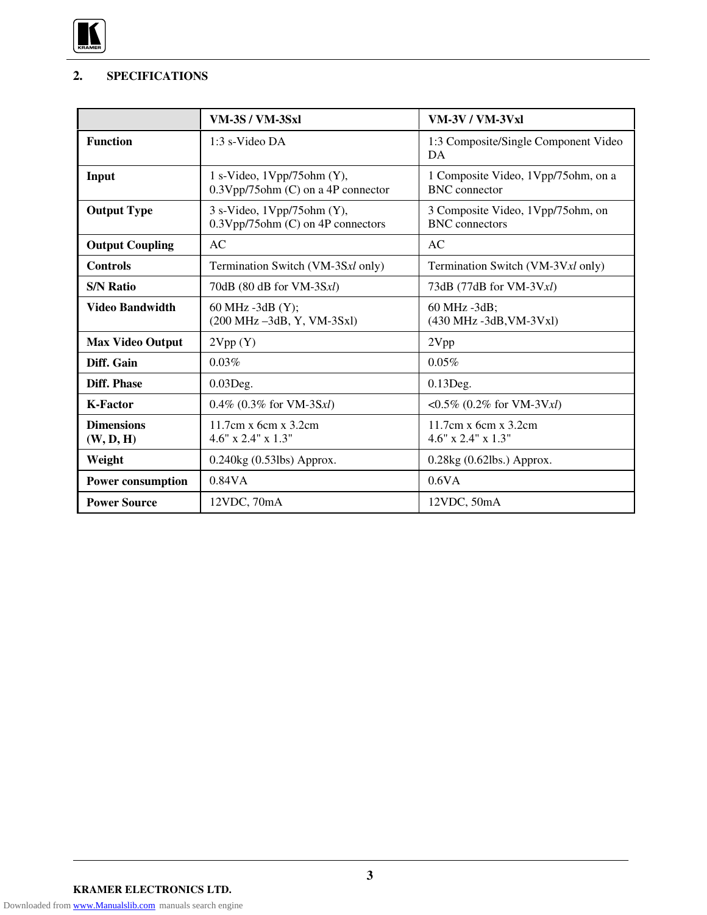## 2. SPECIFICATIONS

| | VM-3S / VM-3Sxl | VM-3V / VM-3Vxl |
|---|---|---|
| **Function** | 1:3 s-Video DA | 1:3 Composite/Single Component Video DA |
| **Input** | 1 s-Video, 1Vpp/75ohm (Y), 0.3Vpp/75ohm (C) on a 4P connector | 1 Composite Video, 1Vpp/75ohm, on a BNC connector |
| **Output Type** | 3 s-Video, 1Vpp/75ohm (Y), 0.3Vpp/75ohm (C) on 4P connectors | 3 Composite Video, 1Vpp/75ohm, on BNC connectors |
| **Output Coupling** | AC | AC |
| **Controls** | Termination Switch (VM-3S*xl* only) | Termination Switch (VM-3V*xl* only) |
| **S/N Ratio** | 70dB (80 dB for VM-3S*xl*) | 73dB (77dB for VM-3V*xl*) |
| **Video Bandwidth** | 60 MHz -3dB (Y); (200 MHz –3dB, Y, VM-3Sxl) | 60 MHz -3dB; (430 MHz -3dB,VM-3Vxl) |
| **Max Video Output** | 2Vpp (Y) | 2Vpp |
| **Diff. Gain** | 0.03% | 0.05% |
| **Diff. Phase** | 0.03Deg. | 0.13Deg. |
| **K-Factor** | 0.4% (0.3% for VM-3S*xl*) | <0.5% (0.2% for VM-3V*xl*) |
| **Dimensions (W, D, H)** | 11.7cm x 6cm x 3.2cm 4.6" x 2.4" x 1.3" | 11.7cm x 6cm x 3.2cm 4.6" x 2.4" x 1.3" |
| **Weight** | 0.240kg (0.53lbs) Approx. | 0.28kg (0.62lbs.) Approx. |
| **Power consumption** | 0.84VA | 0.6VA |
| **Power Source** | 12VDC, 70mA | 12VDC, 50mA |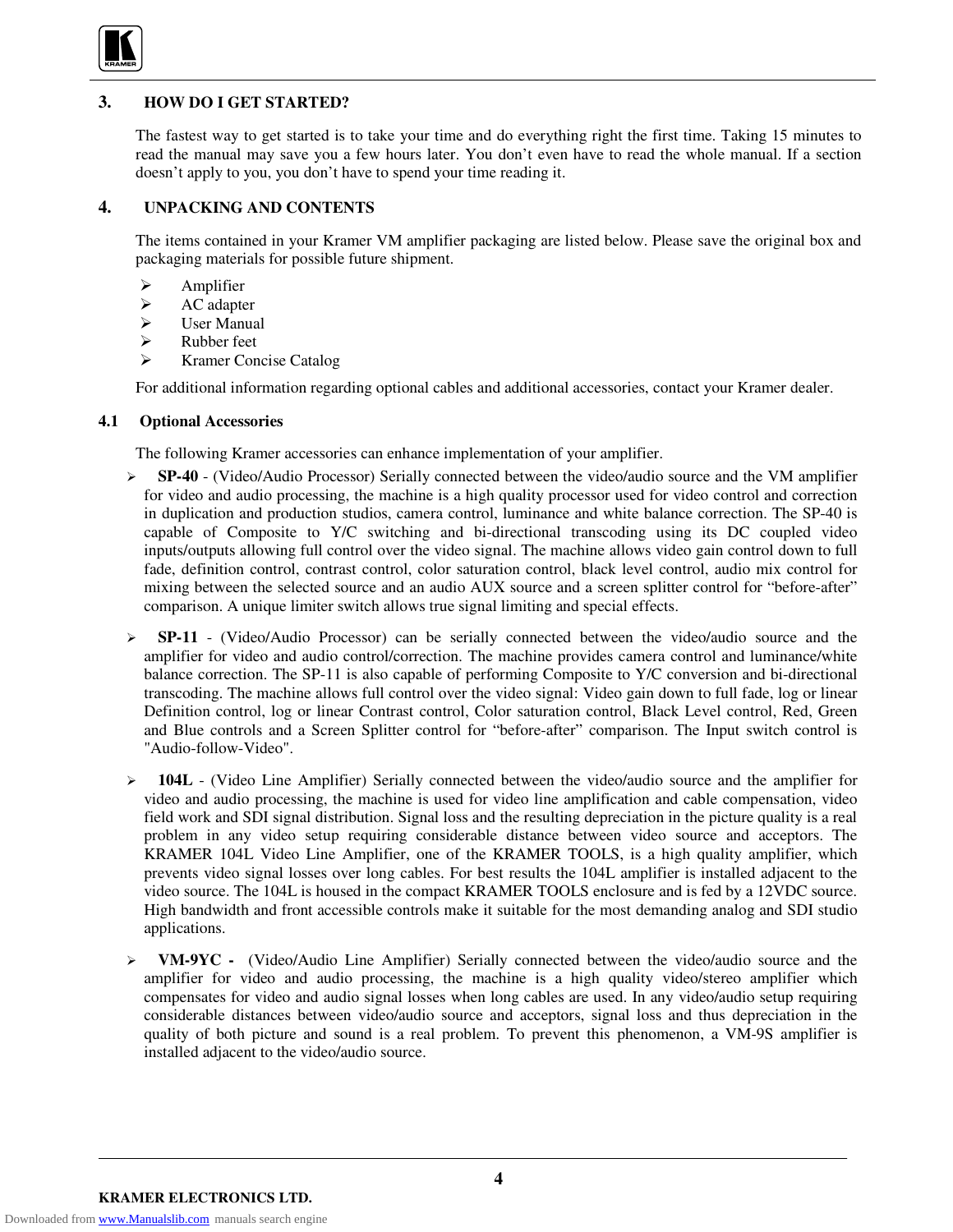## 3. HOW DO I GET STARTED?

The fastest way to get started is to take your time and do everything right the first time. Taking 15 minutes to read the manual may save you a few hours later. You don't even have to read the whole manual. If a section doesn't apply to you, you don't have to spend your time reading it.

## 4. UNPACKING AND CONTENTS

The items contained in your Kramer VM amplifier packaging are listed below. Please save the original box and packaging materials for possible future shipment.

- Amplifier
- AC adapter
- User Manual
- Rubber feet
- Kramer Concise Catalog

For additional information regarding optional cables and additional accessories, contact your Kramer dealer.

### 4.1 Optional Accessories

The following Kramer accessories can enhance implementation of your amplifier.

- **SP-40** - (Video/Audio Processor) Serially connected between the video/audio source and the VM amplifier for video and audio processing, the machine is a high quality processor used for video control and correction in duplication and production studios, camera control, luminance and white balance correction. The SP-40 is capable of Composite to Y/C switching and bi-directional transcoding using its DC coupled video inputs/outputs allowing full control over the video signal. The machine allows video gain control down to full fade, definition control, contrast control, color saturation control, black level control, audio mix control for mixing between the selected source and an audio AUX source and a screen splitter control for "before-after" comparison. A unique limiter switch allows true signal limiting and special effects.

- **SP-11** - (Video/Audio Processor) can be serially connected between the video/audio source and the amplifier for video and audio control/correction. The machine provides camera control and luminance/white balance correction. The SP-11 is also capable of performing Composite to Y/C conversion and bi-directional transcoding. The machine allows full control over the video signal: Video gain down to full fade, log or linear Definition control, log or linear Contrast control, Color saturation control, Black Level control, Red, Green and Blue controls and a Screen Splitter control for "before-after" comparison. The Input switch control is "Audio-follow-Video".

- **104L** - (Video Line Amplifier) Serially connected between the video/audio source and the amplifier for video and audio processing, the machine is used for video line amplification and cable compensation, video field work and SDI signal distribution. Signal loss and the resulting depreciation in the picture quality is a real problem in any video setup requiring considerable distance between video source and acceptors. The KRAMER 104L Video Line Amplifier, one of the KRAMER TOOLS, is a high quality amplifier, which prevents video signal losses over long cables. For best results the 104L amplifier is installed adjacent to the video source. The 104L is housed in the compact KRAMER TOOLS enclosure and is fed by a 12VDC source. High bandwidth and front accessible controls make it suitable for the most demanding analog and SDI studio applications.

- **VM-9YC** - (Video/Audio Line Amplifier) Serially connected between the video/audio source and the amplifier for video and audio processing, the machine is a high quality video/stereo amplifier which compensates for video and audio signal losses when long cables are used. In any video/audio setup requiring considerable distances between video/audio source and acceptors, signal loss and thus depreciation in the quality of both picture and sound is a real problem. To prevent this phenomenon, a VM-9S amplifier is installed adjacent to the video/audio source.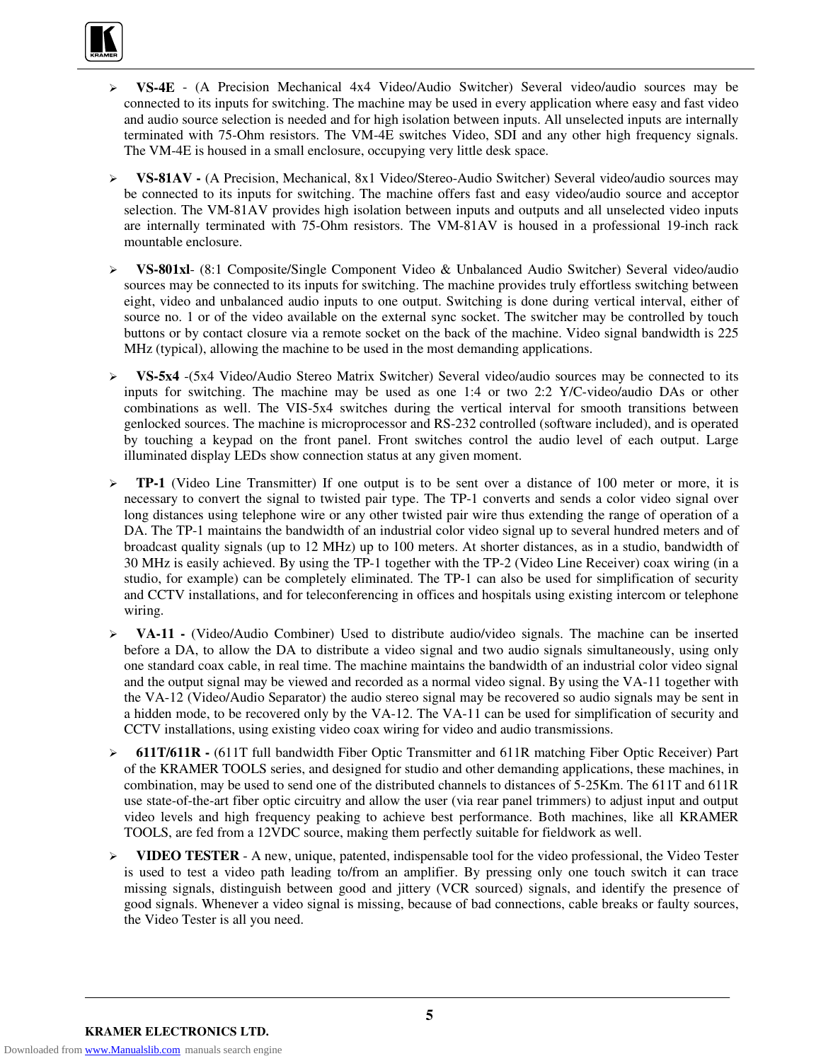- **VS-4E** - (A Precision Mechanical 4x4 Video/Audio Switcher) Several video/audio sources may be connected to its inputs for switching. The machine may be used in every application where easy and fast video and audio source selection is needed and for high isolation between inputs. All unselected inputs are internally terminated with 75-Ohm resistors. The VM-4E switches Video, SDI and any other high frequency signals. The VM-4E is housed in a small enclosure, occupying very little desk space.

- **VS-81AV -** (A Precision, Mechanical, 8x1 Video/Stereo-Audio Switcher) Several video/audio sources may be connected to its inputs for switching. The machine offers fast and easy video/audio source and acceptor selection. The VM-81AV provides high isolation between inputs and outputs and all unselected video inputs are internally terminated with 75-Ohm resistors. The VM-81AV is housed in a professional 19-inch rack mountable enclosure.

- **VS-801xl**- (8:1 Composite/Single Component Video & Unbalanced Audio Switcher) Several video/audio sources may be connected to its inputs for switching. The machine provides truly effortless switching between eight, video and unbalanced audio inputs to one output. Switching is done during vertical interval, either of source no. 1 or of the video available on the external sync socket. The switcher may be controlled by touch buttons or by contact closure via a remote socket on the back of the machine. Video signal bandwidth is 225 MHz (typical), allowing the machine to be used in the most demanding applications.

- **VS-5x4** -(5x4 Video/Audio Stereo Matrix Switcher) Several video/audio sources may be connected to its inputs for switching. The machine may be used as one 1:4 or two 2:2 Y/C-video/audio DAs or other combinations as well. The VIS-5x4 switches during the vertical interval for smooth transitions between genlocked sources. The machine is microprocessor and RS-232 controlled (software included), and is operated by touching a keypad on the front panel. Front switches control the audio level of each output. Large illuminated display LEDs show connection status at any given moment.

- **TP-1** (Video Line Transmitter) If one output is to be sent over a distance of 100 meter or more, it is necessary to convert the signal to twisted pair type. The TP-1 converts and sends a color video signal over long distances using telephone wire or any other twisted pair wire thus extending the range of operation of a DA. The TP-1 maintains the bandwidth of an industrial color video signal up to several hundred meters and of broadcast quality signals (up to 12 MHz) up to 100 meters. At shorter distances, as in a studio, bandwidth of 30 MHz is easily achieved. By using the TP-1 together with the TP-2 (Video Line Receiver) coax wiring (in a studio, for example) can be completely eliminated. The TP-1 can also be used for simplification of security and CCTV installations, and for teleconferencing in offices and hospitals using existing intercom or telephone wiring.

- **VA-11 -** (Video/Audio Combiner) Used to distribute audio/video signals. The machine can be inserted before a DA, to allow the DA to distribute a video signal and two audio signals simultaneously, using only one standard coax cable, in real time. The machine maintains the bandwidth of an industrial color video signal and the output signal may be viewed and recorded as a normal video signal. By using the VA-11 together with the VA-12 (Video/Audio Separator) the audio stereo signal may be recovered so audio signals may be sent in a hidden mode, to be recovered only by the VA-12. The VA-11 can be used for simplification of security and CCTV installations, using existing video coax wiring for video and audio transmissions.

- **611T/611R -** (611T full bandwidth Fiber Optic Transmitter and 611R matching Fiber Optic Receiver) Part of the KRAMER TOOLS series, and designed for studio and other demanding applications, these machines, in combination, may be used to send one of the distributed channels to distances of 5-25Km. The 611T and 611R use state-of-the-art fiber optic circuitry and allow the user (via rear panel trimmers) to adjust input and output video levels and high frequency peaking to achieve best performance. Both machines, like all KRAMER TOOLS, are fed from a 12VDC source, making them perfectly suitable for fieldwork as well.

- **VIDEO TESTER** - A new, unique, patented, indispensable tool for the video professional, the Video Tester is used to test a video path leading to/from an amplifier. By pressing only one touch switch it can trace missing signals, distinguish between good and jittery (VCR sourced) signals, and identify the presence of good signals. Whenever a video signal is missing, because of bad connections, cable breaks or faulty sources, the Video Tester is all you need.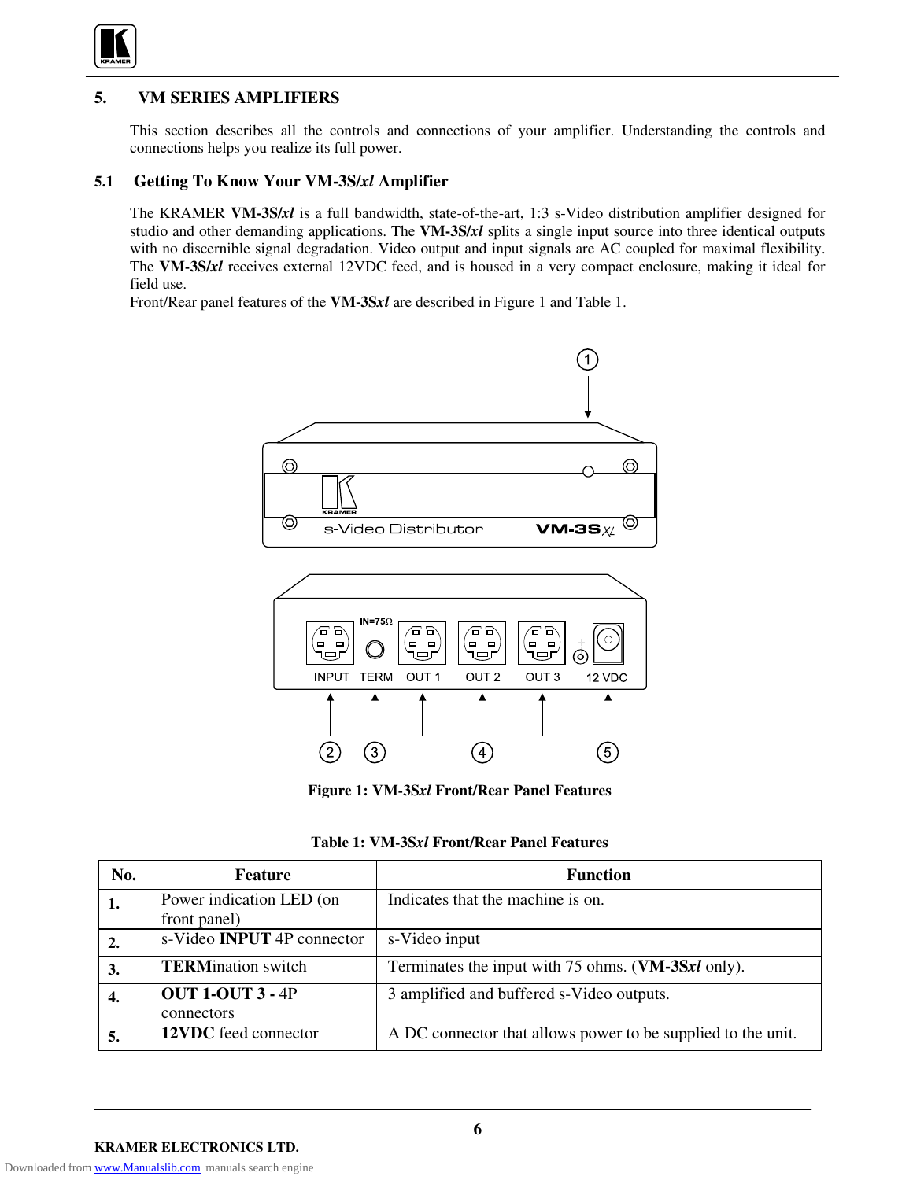## 5. VM SERIES AMPLIFIERS

This section describes all the controls and connections of your amplifier. Understanding the controls and connections helps you realize its full power.

### 5.1 Getting To Know Your VM-3S/*xl* Amplifier

The KRAMER **VM-3S/*xl*** is a full bandwidth, state-of-the-art, 1:3 s-Video distribution amplifier designed for studio and other demanding applications. The **VM-3S/*xl*** splits a single input source into three identical outputs with no discernible signal degradation. Video output and input signals are AC coupled for maximal flexibility. The **VM-3S/*xl*** receives external 12VDC feed, and is housed in a very compact enclosure, making it ideal for field use.
Front/Rear panel features of the **VM-3S*xl*** are described in Figure 1 and Table 1.

**Figure 1: VM-3S*xl* Front/Rear Panel Features**

**Table 1: VM-3S*xl* Front/Rear Panel Features**

| No. | Feature | Function |
| --- | --- | --- |
| **1.** | Power indication LED (on front panel) | Indicates that the machine is on. |
| **2.** | s-Video **INPUT** 4P connector | s-Video input |
| **3.** | **TERM**ination switch | Terminates the input with 75 ohms. (**VM-3S*xl*** only). |
| **4.** | **OUT 1-OUT 3 -** 4P connectors | 3 amplified and buffered s-Video outputs. |
| **5.** | **12VDC** feed connector | A DC connector that allows power to be supplied to the unit. |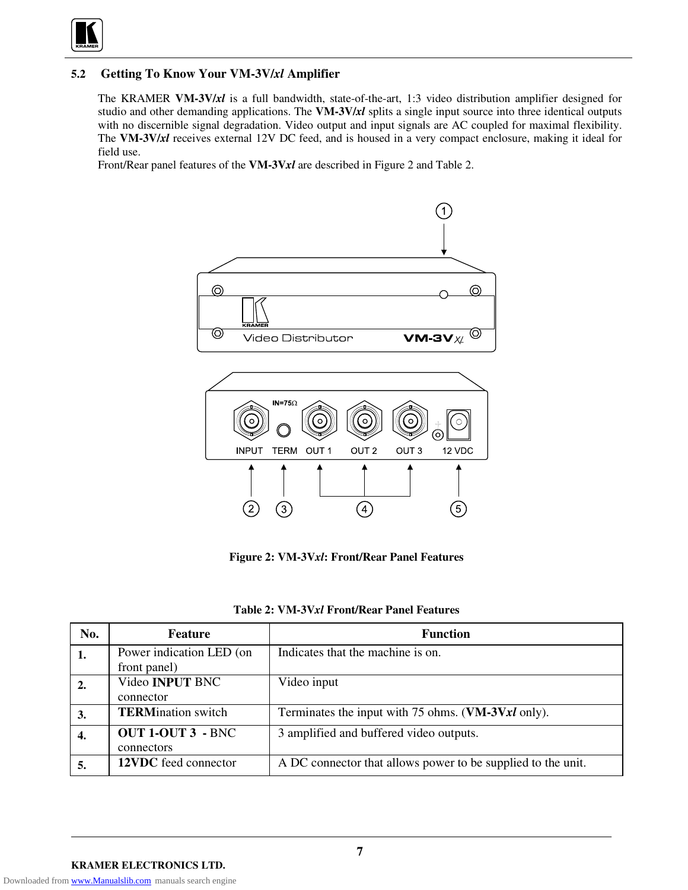## 5.2 Getting To Know Your VM-3V/*xl* Amplifier

The KRAMER **VM-3V/*xl*** is a full bandwidth, state-of-the-art, 1:3 video distribution amplifier designed for studio and other demanding applications. The **VM-3V/*xl*** splits a single input source into three identical outputs with no discernible signal degradation. Video output and input signals are AC coupled for maximal flexibility. The **VM-3V/*xl*** receives external 12V DC feed, and is housed in a very compact enclosure, making it ideal for field use.

Front/Rear panel features of the **VM-3V*xl*** are described in Figure 2 and Table 2.

**Figure 2: VM-3V*xl*: Front/Rear Panel Features**

**Table 2: VM-3V*xl* Front/Rear Panel Features**

| No. | Feature | Function |
|---|---|---|
| **1.** | Power indication LED (on front panel) | Indicates that the machine is on. |
| **2.** | Video **INPUT** BNC connector | Video input |
| **3.** | **TERM**ination switch | Terminates the input with 75 ohms. (**VM-3V*xl*** only). |
| **4.** | **OUT 1-OUT 3** - BNC connectors | 3 amplified and buffered video outputs. |
| **5.** | **12VDC** feed connector | A DC connector that allows power to be supplied to the unit. |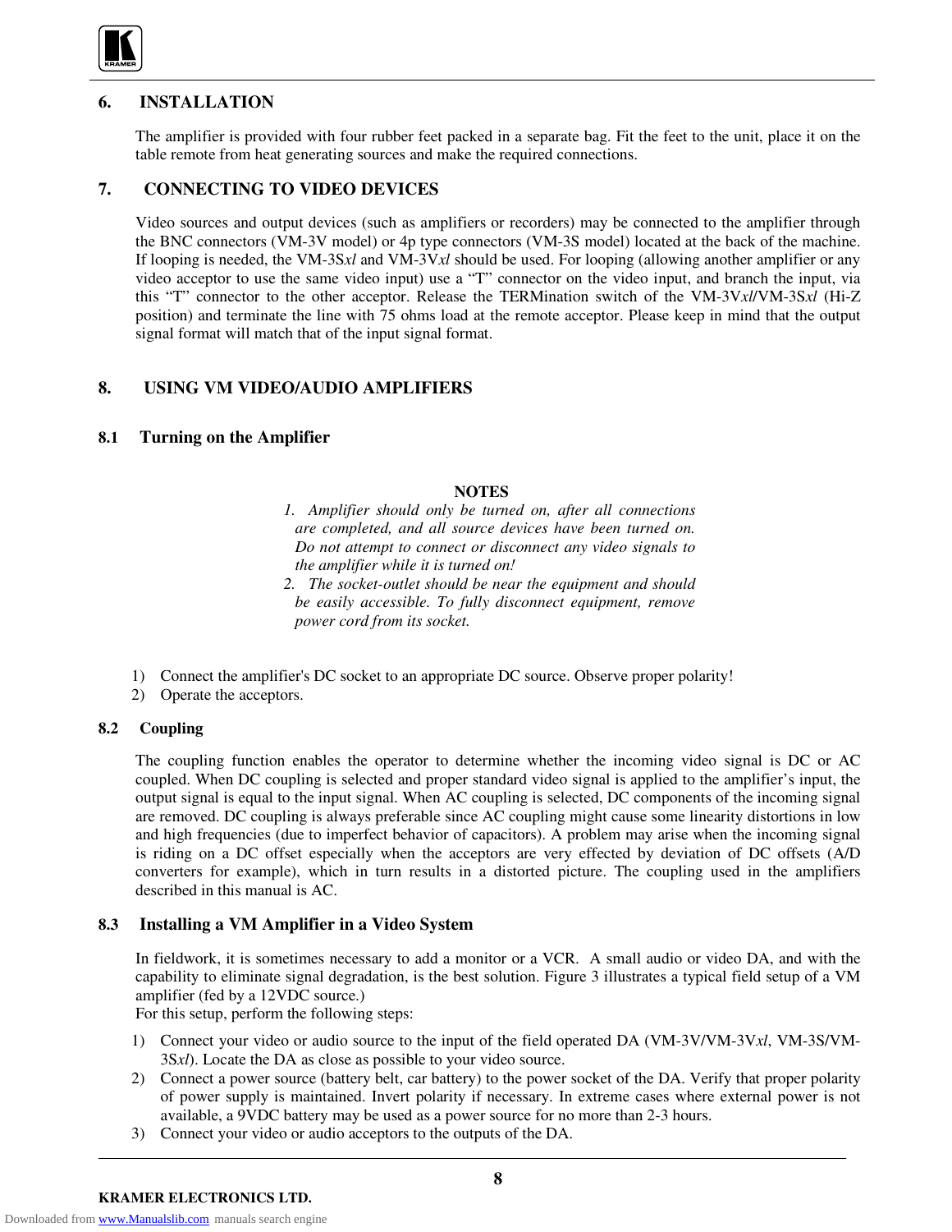## 6. INSTALLATION

The amplifier is provided with four rubber feet packed in a separate bag. Fit the feet to the unit, place it on the table remote from heat generating sources and make the required connections.

## 7. CONNECTING TO VIDEO DEVICES

Video sources and output devices (such as amplifiers or recorders) may be connected to the amplifier through the BNC connectors (VM-3V model) or 4p type connectors (VM-3S model) located at the back of the machine. If looping is needed, the VM-3S*xl* and VM-3V*xl* should be used. For looping (allowing another amplifier or any video acceptor to use the same video input) use a "T" connector on the video input, and branch the input, via this "T" connector to the other acceptor. Release the TERMination switch of the VM-3V*xl*/VM-3S*xl* (Hi-Z position) and terminate the line with 75 ohms load at the remote acceptor. Please keep in mind that the output signal format will match that of the input signal format.

## 8. USING VM VIDEO/AUDIO AMPLIFIERS

### 8.1 Turning on the Amplifier

**NOTES**

1. *Amplifier should only be turned on, after all connections are completed, and all source devices have been turned on. Do not attempt to connect or disconnect any video signals to the amplifier while it is turned on!*
2. *The socket-outlet should be near the equipment and should be easily accessible. To fully disconnect equipment, remove power cord from its socket.*

1) Connect the amplifier's DC socket to an appropriate DC source. Observe proper polarity!
2) Operate the acceptors.

### 8.2 Coupling

The coupling function enables the operator to determine whether the incoming video signal is DC or AC coupled. When DC coupling is selected and proper standard video signal is applied to the amplifier's input, the output signal is equal to the input signal. When AC coupling is selected, DC components of the incoming signal are removed. DC coupling is always preferable since AC coupling might cause some linearity distortions in low and high frequencies (due to imperfect behavior of capacitors). A problem may arise when the incoming signal is riding on a DC offset especially when the acceptors are very effected by deviation of DC offsets (A/D converters for example), which in turn results in a distorted picture. The coupling used in the amplifiers described in this manual is AC.

### 8.3 Installing a VM Amplifier in a Video System

In fieldwork, it is sometimes necessary to add a monitor or a VCR. A small audio or video DA, and with the capability to eliminate signal degradation, is the best solution. Figure 3 illustrates a typical field setup of a VM amplifier (fed by a 12VDC source.)
For this setup, perform the following steps:

1) Connect your video or audio source to the input of the field operated DA (VM-3V/VM-3V*xl*, VM-3S/VM-3S*xl*). Locate the DA as close as possible to your video source.
2) Connect a power source (battery belt, car battery) to the power socket of the DA. Verify that proper polarity of power supply is maintained. Invert polarity if necessary. In extreme cases where external power is not available, a 9VDC battery may be used as a power source for no more than 2-3 hours.
3) Connect your video or audio acceptors to the outputs of the DA.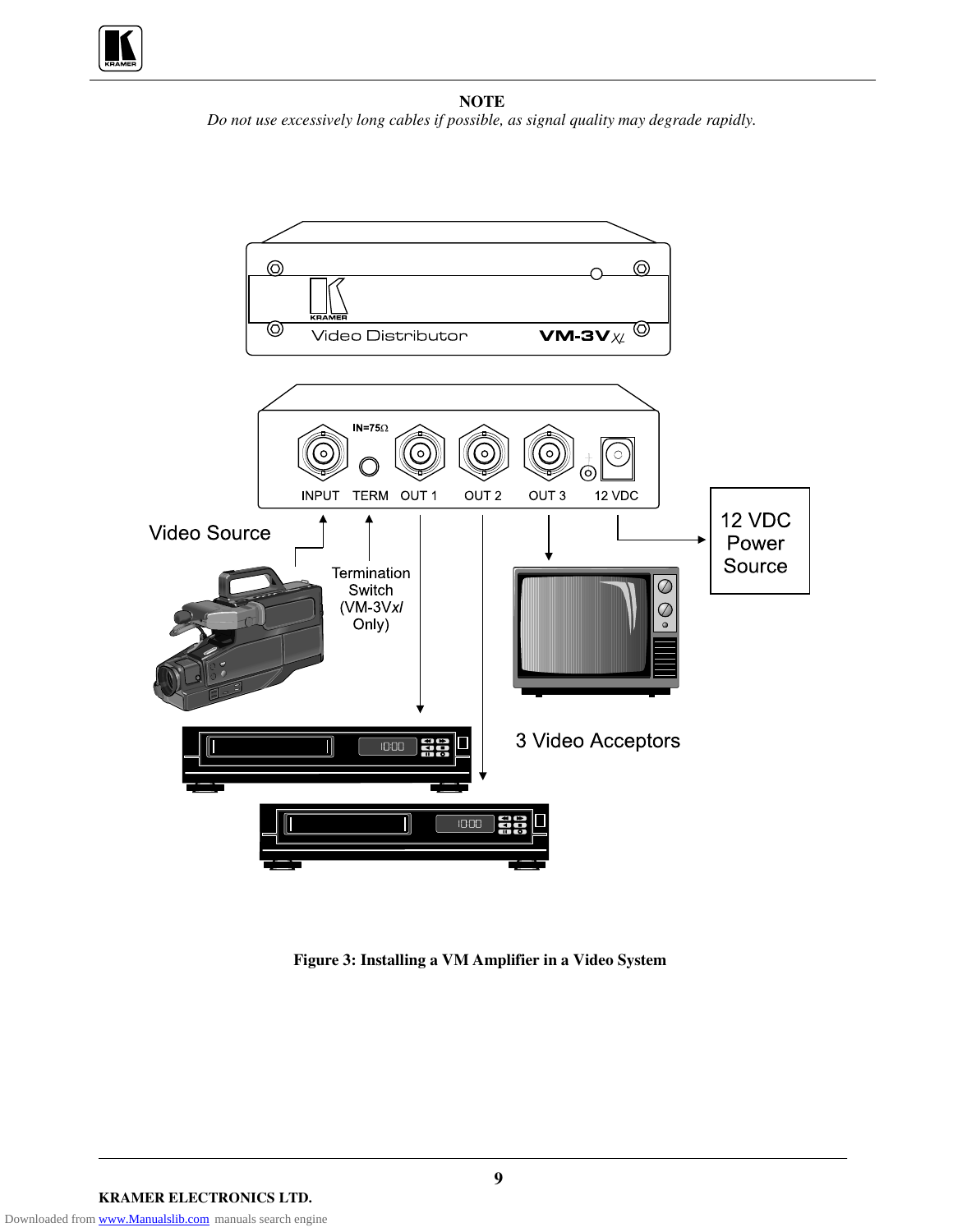**NOTE**

*Do not use excessively long cables if possible, as signal quality may degrade rapidly.*

**Figure 3: Installing a VM Amplifier in a Video System**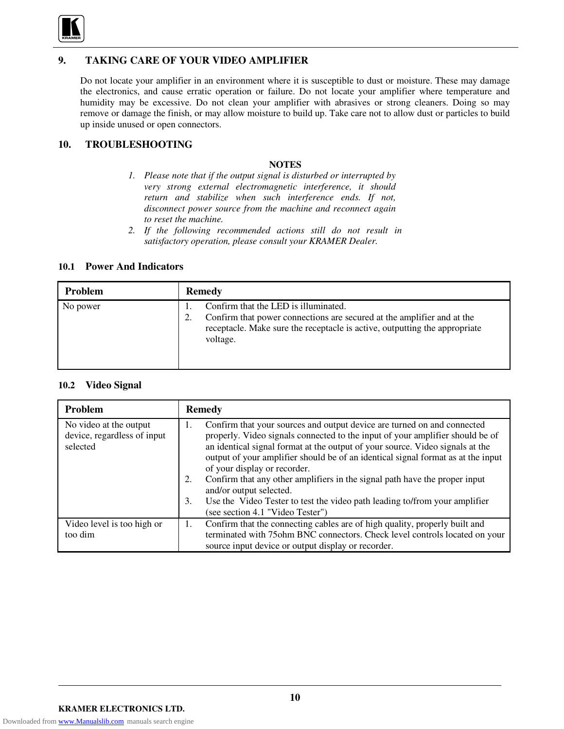## 9. TAKING CARE OF YOUR VIDEO AMPLIFIER

Do not locate your amplifier in an environment where it is susceptible to dust or moisture. These may damage the electronics, and cause erratic operation or failure. Do not locate your amplifier where temperature and humidity may be excessive. Do not clean your amplifier with abrasives or strong cleaners. Doing so may remove or damage the finish, or may allow moisture to build up. Take care not to allow dust or particles to build up inside unused or open connectors.

## 10. TROUBLESHOOTING

**NOTES**

1. *Please note that if the output signal is disturbed or interrupted by very strong external electromagnetic interference, it should return and stabilize when such interference ends. If not, disconnect power source from the machine and reconnect again to reset the machine.*
2. *If the following recommended actions still do not result in satisfactory operation, please consult your KRAMER Dealer.*

### 10.1 Power And Indicators

| Problem | Remedy |
| --- | --- |
| No power | 1. Confirm that the LED is illuminated.<br>2. Confirm that power connections are secured at the amplifier and at the receptacle. Make sure the receptacle is active, outputting the appropriate voltage. |

### 10.2 Video Signal

| Problem | Remedy |
| --- | --- |
| No video at the output device, regardless of input selected | 1. Confirm that your sources and output device are turned on and connected properly. Video signals connected to the input of your amplifier should be of an identical signal format at the output of your source. Video signals at the output of your amplifier should be of an identical signal format as at the input of your display or recorder.<br>2. Confirm that any other amplifiers in the signal path have the proper input and/or output selected.<br>3. Use the Video Tester to test the video path leading to/from your amplifier (see section 4.1 "Video Tester") |
| Video level is too high or too dim | 1. Confirm that the connecting cables are of high quality, properly built and terminated with 75ohm BNC connectors. Check level controls located on your source input device or output display or recorder. |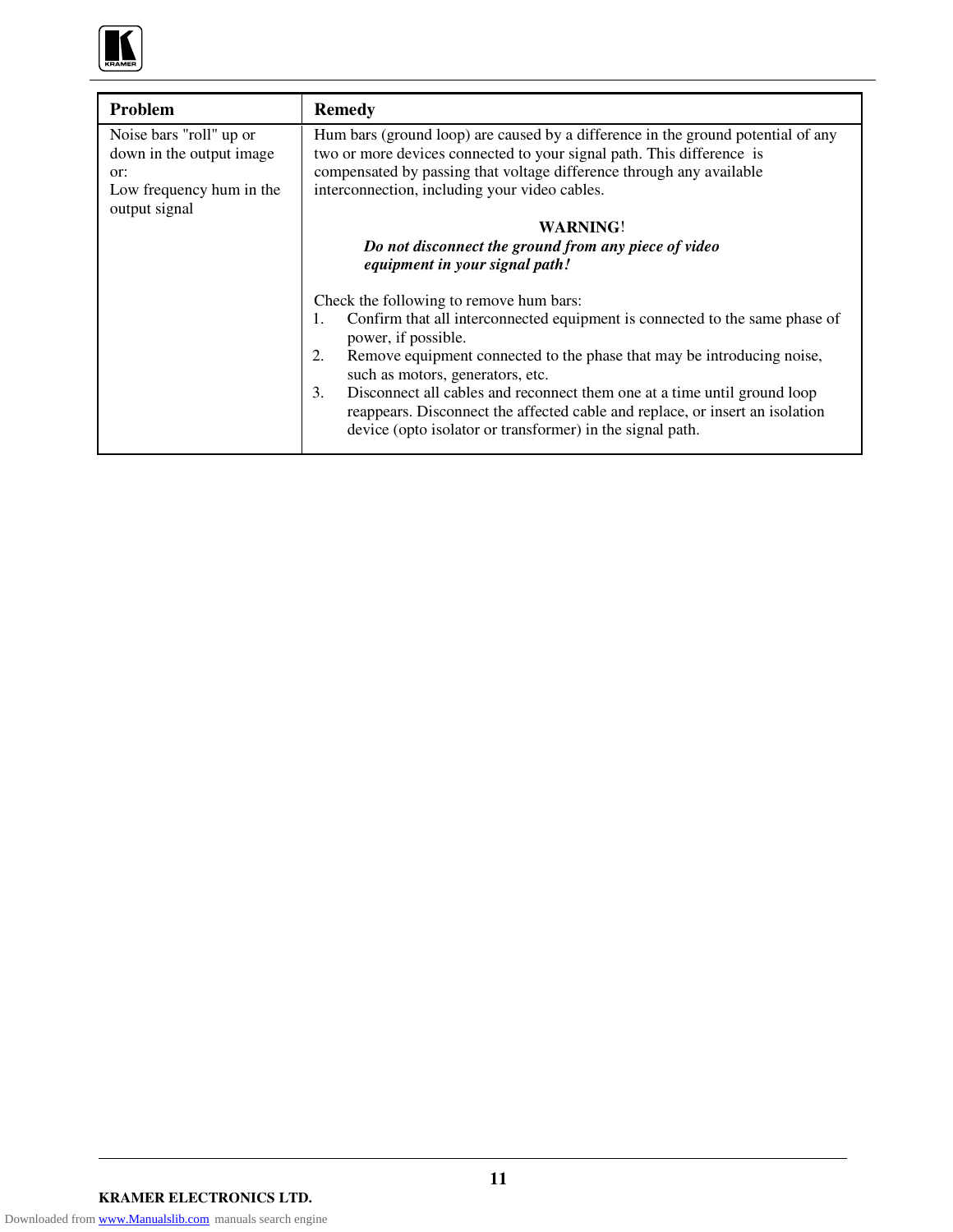| Problem | Remedy |
|---|---|
| Noise bars "roll" up or down in the output image or: Low frequency hum in the output signal | Hum bars (ground loop) are caused by a difference in the ground potential of any two or more devices connected to your signal path. This difference is compensated by passing that voltage difference through any available interconnection, including your video cables.<br><br>**WARNING!**<br>***Do not disconnect the ground from any piece of video equipment in your signal path!***<br><br>Check the following to remove hum bars:<br>1. Confirm that all interconnected equipment is connected to the same phase of power, if possible.<br>2. Remove equipment connected to the phase that may be introducing noise, such as motors, generators, etc.<br>3. Disconnect all cables and reconnect them one at a time until ground loop reappears. Disconnect the affected cable and replace, or insert an isolation device (opto isolator or transformer) in the signal path. |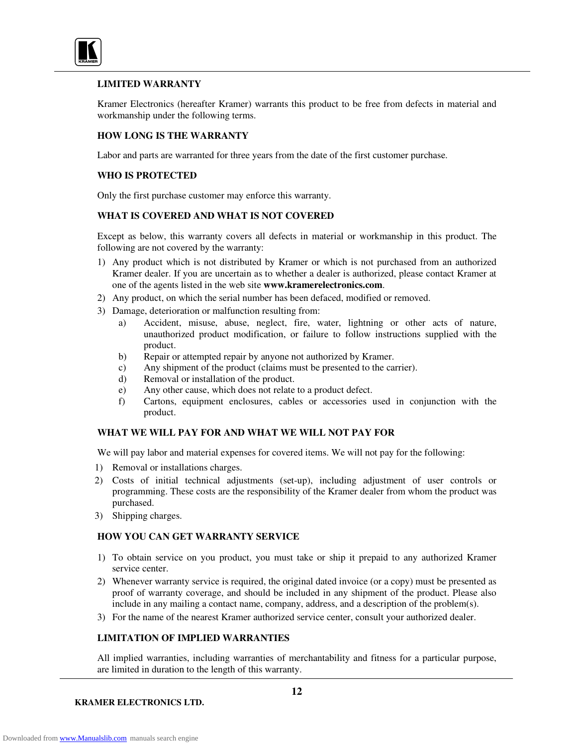## LIMITED WARRANTY

Kramer Electronics (hereafter Kramer) warrants this product to be free from defects in material and workmanship under the following terms.

## HOW LONG IS THE WARRANTY

Labor and parts are warranted for three years from the date of the first customer purchase.

## WHO IS PROTECTED

Only the first purchase customer may enforce this warranty.

## WHAT IS COVERED AND WHAT IS NOT COVERED

Except as below, this warranty covers all defects in material or workmanship in this product. The following are not covered by the warranty:

1) Any product which is not distributed by Kramer or which is not purchased from an authorized Kramer dealer. If you are uncertain as to whether a dealer is authorized, please contact Kramer at one of the agents listed in the web site **www.kramerelectronics.com**.
2) Any product, on which the serial number has been defaced, modified or removed.
3) Damage, deterioration or malfunction resulting from:
   a) Accident, misuse, abuse, neglect, fire, water, lightning or other acts of nature, unauthorized product modification, or failure to follow instructions supplied with the product.
   b) Repair or attempted repair by anyone not authorized by Kramer.
   c) Any shipment of the product (claims must be presented to the carrier).
   d) Removal or installation of the product.
   e) Any other cause, which does not relate to a product defect.
   f) Cartons, equipment enclosures, cables or accessories used in conjunction with the product.

## WHAT WE WILL PAY FOR AND WHAT WE WILL NOT PAY FOR

We will pay labor and material expenses for covered items. We will not pay for the following:

1) Removal or installations charges.
2) Costs of initial technical adjustments (set-up), including adjustment of user controls or programming. These costs are the responsibility of the Kramer dealer from whom the product was purchased.
3) Shipping charges.

## HOW YOU CAN GET WARRANTY SERVICE

1) To obtain service on you product, you must take or ship it prepaid to any authorized Kramer service center.
2) Whenever warranty service is required, the original dated invoice (or a copy) must be presented as proof of warranty coverage, and should be included in any shipment of the product. Please also include in any mailing a contact name, company, address, and a description of the problem(s).
3) For the name of the nearest Kramer authorized service center, consult your authorized dealer.

## LIMITATION OF IMPLIED WARRANTIES

All implied warranties, including warranties of merchantability and fitness for a particular purpose, are limited in duration to the length of this warranty.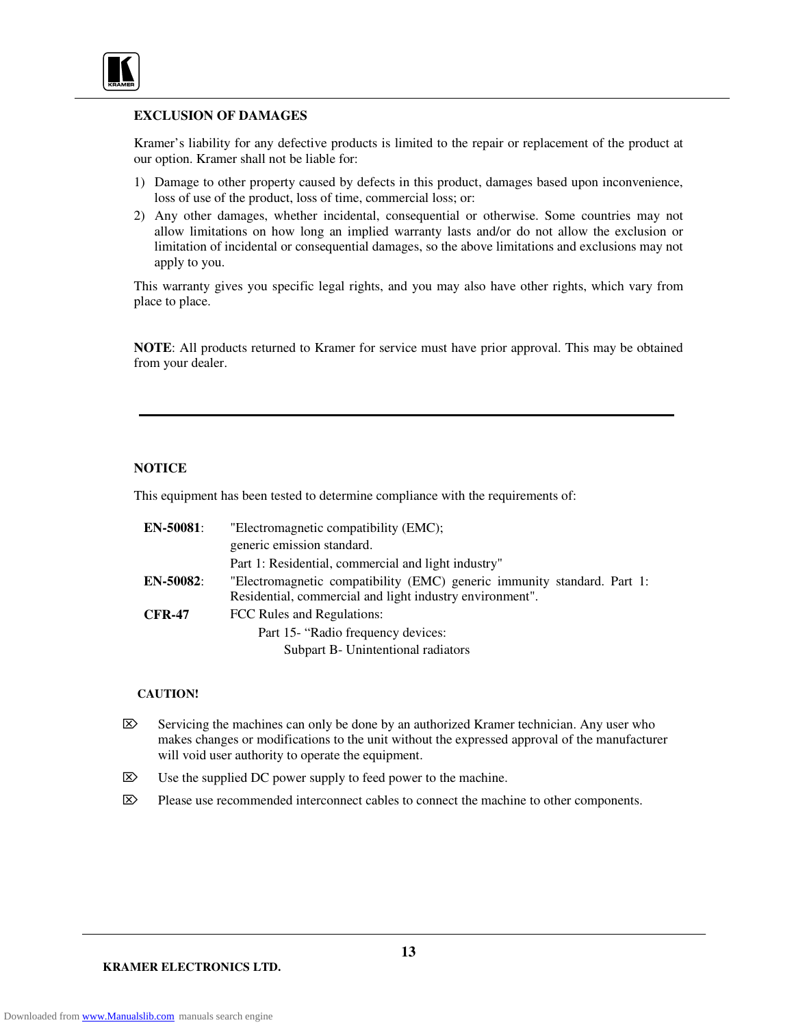## EXCLUSION OF DAMAGES

Kramer's liability for any defective products is limited to the repair or replacement of the product at our option. Kramer shall not be liable for:

1) Damage to other property caused by defects in this product, damages based upon inconvenience, loss of use of the product, loss of time, commercial loss; or:
2) Any other damages, whether incidental, consequential or otherwise. Some countries may not allow limitations on how long an implied warranty lasts and/or do not allow the exclusion or limitation of incidental or consequential damages, so the above limitations and exclusions may not apply to you.

This warranty gives you specific legal rights, and you may also have other rights, which vary from place to place.

**NOTE**: All products returned to Kramer for service must have prior approval. This may be obtained from your dealer.

---

## NOTICE

This equipment has been tested to determine compliance with the requirements of:

| | |
|---|---|
| **EN-50081**: | "Electromagnetic compatibility (EMC); generic emission standard. Part 1: Residential, commercial and light industry" |
| **EN-50082**: | "Electromagnetic compatibility (EMC) generic immunity standard. Part 1: Residential, commercial and light industry environment". |
| **CFR-47** | FCC Rules and Regulations: Part 15- "Radio frequency devices: Subpart B- Unintentional radiators |

**CAUTION!**

- Servicing the machines can only be done by an authorized Kramer technician. Any user who makes changes or modifications to the unit without the expressed approval of the manufacturer will void user authority to operate the equipment.
- Use the supplied DC power supply to feed power to the machine.
- Please use recommended interconnect cables to connect the machine to other components.

**KRAMER ELECTRONICS LTD.**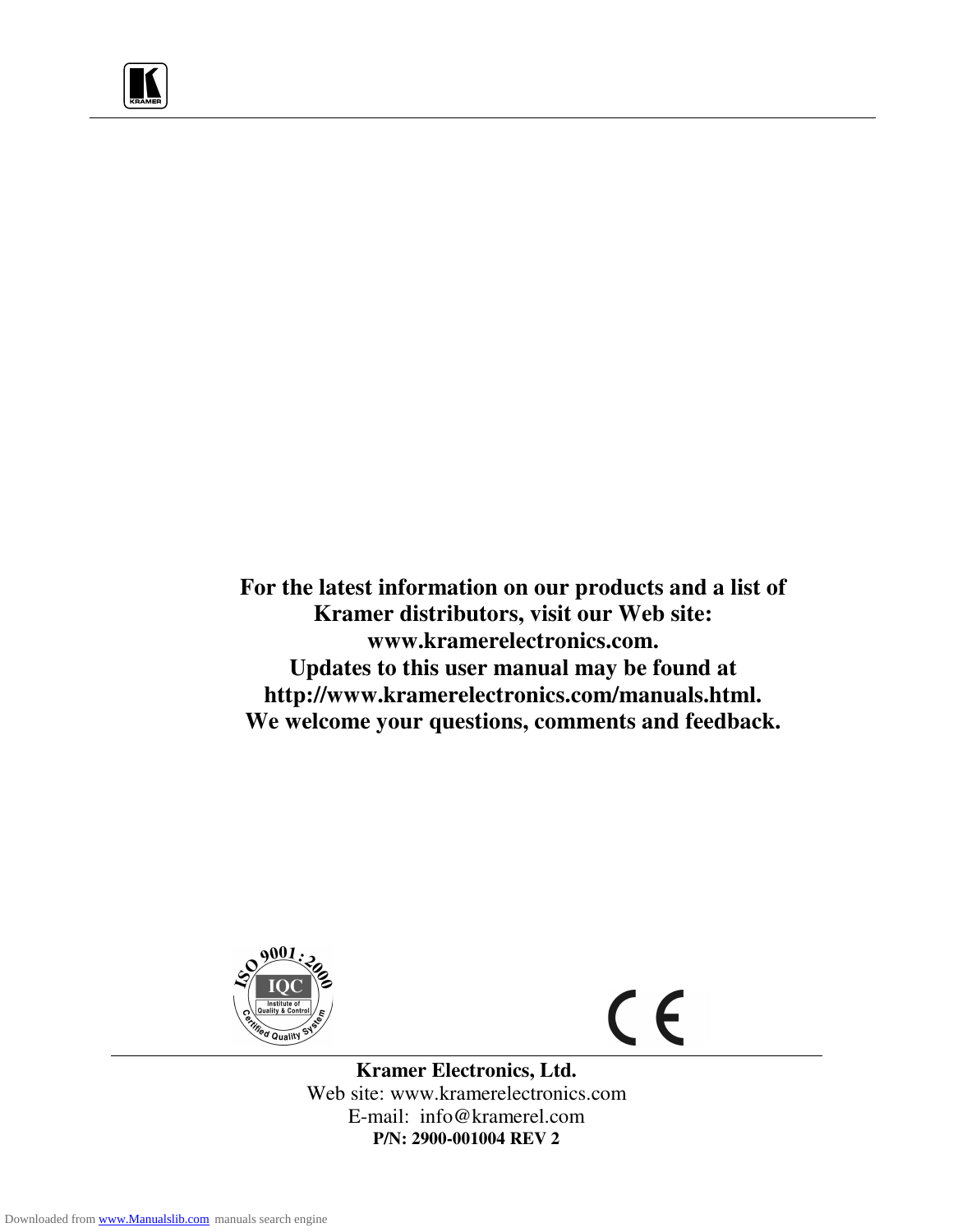**For the latest information on our products and a list of Kramer distributors, visit our Web site: www.kramerelectronics.com.**
**Updates to this user manual may be found at http://www.kramerelectronics.com/manuals.html.**
**We welcome your questions, comments and feedback.**

**Kramer Electronics, Ltd.**
Web site: www.kramerelectronics.com
E-mail: info@kramerel.com
**P/N: 2900-001004 REV 2**